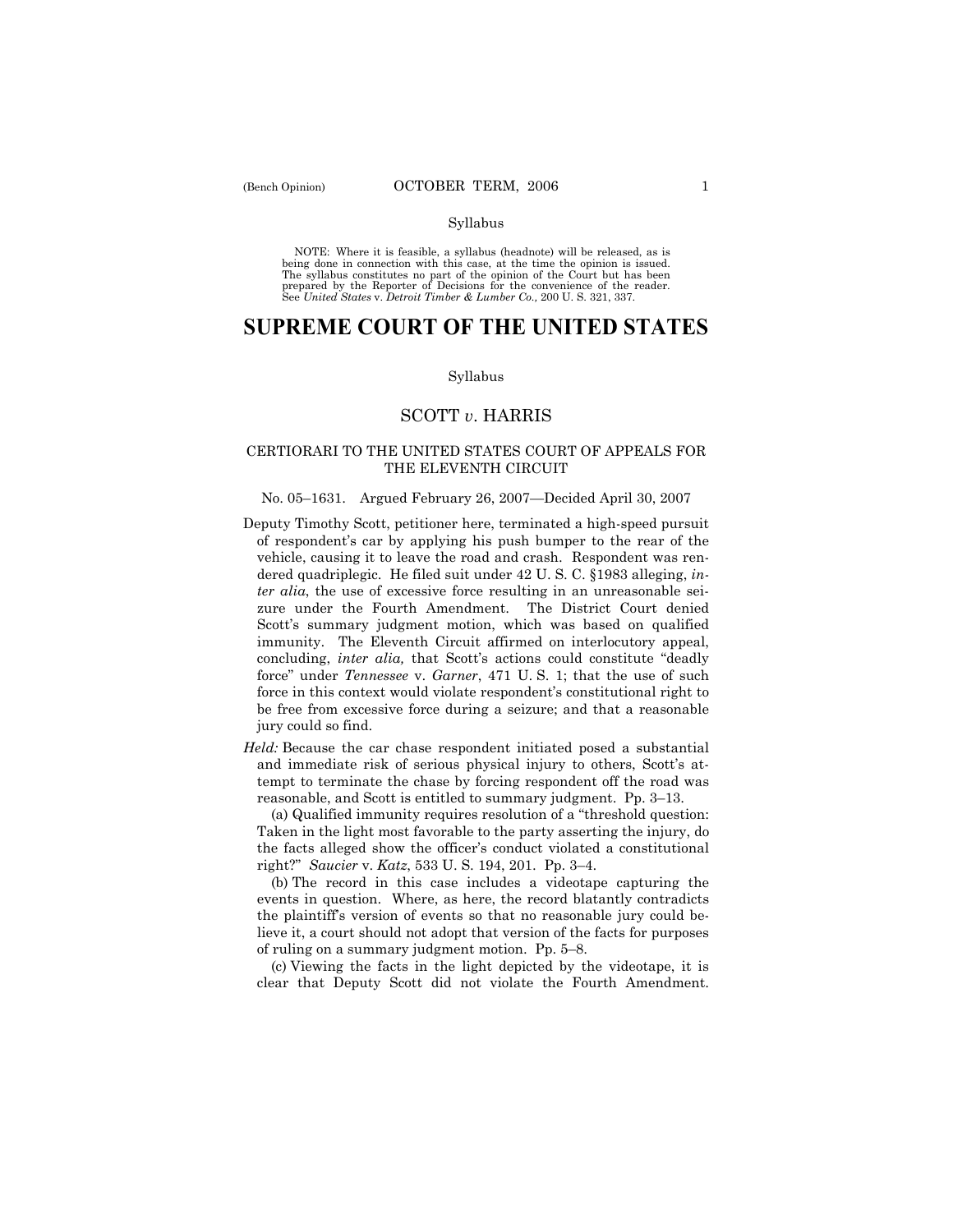Syllabus

NOTE: Where it is feasible, a syllabus (headnote) will be released, as is being done in connection with this case, at the time the opinion is issued. The syllabus constitutes no part of the opinion of the Court but has been prepared by the Reporter of Decisions for the convenience of the reader. See *United States* v. *Detroit Timber & Lumber Co.,* 200 U. S. 321, 337.

# SUPREME COURT OF THE UNITED STATES

Syllabus

## SCOTT *v.* HARRIS

CERTIORARI TO THE UNITED STATES COURT OF APPEALS FOR THE ELEVENTH CIRCUIT

No. 05–1631. Argued February 26, 2007—Decided April 30, 2007

Deputy Timothy Scott, petitioner here, terminated a high-speed pursuit of respondent's car by applying his push bumper to the rear of the vehicle, causing it to leave the road and crash. Respondent was rendered quadriplegic. He filed suit under 42 U. S. C. §1983 alleging, *inter alia*, the use of excessive force resulting in an unreasonable seizure under the Fourth Amendment. The District Court denied Scott's summary judgment motion, which was based on qualified immunity. The Eleventh Circuit affirmed on interlocutory appeal, concluding, *inter alia,* that Scott's actions could constitute "deadly force" under *Tennessee* v. *Garner*, 471 U. S. 1; that the use of such force in this context would violate respondent's constitutional right to be free from excessive force during a seizure; and that a reasonable jury could so find.

*Held:* Because the car chase respondent initiated posed a substantial and immediate risk of serious physical injury to others, Scott's attempt to terminate the chase by forcing respondent off the road was reasonable, and Scott is entitled to summary judgment. Pp. 3–13.

(a) Qualified immunity requires resolution of a "threshold question: Taken in the light most favorable to the party asserting the injury, do the facts alleged show the officer's conduct violated a constitutional right?" *Saucier* v. *Katz*, 533 U. S. 194, 201. Pp. 3–4.

(b) The record in this case includes a videotape capturing the events in question. Where, as here, the record blatantly contradicts the plaintiff's version of events so that no reasonable jury could believe it, a court should not adopt that version of the facts for purposes of ruling on a summary judgment motion. Pp. 5–8.

(c) Viewing the facts in the light depicted by the videotape, it is clear that Deputy Scott did not violate the Fourth Amendment.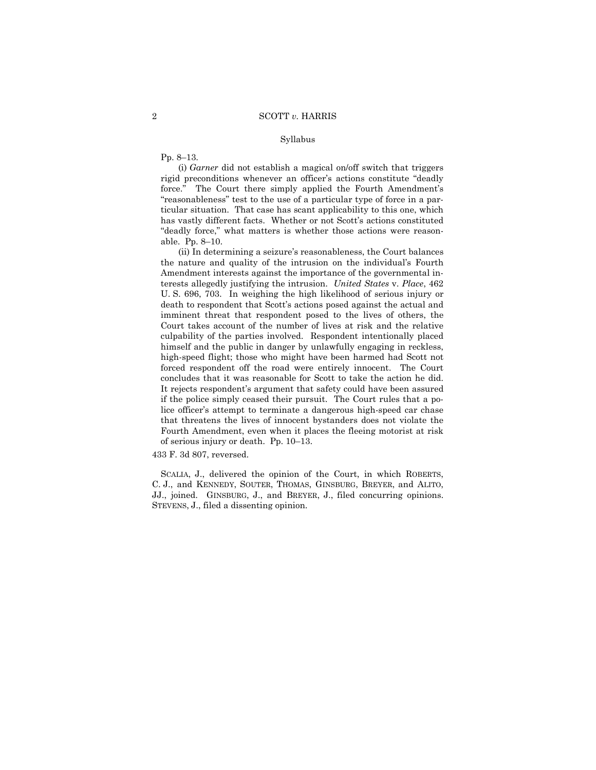Syllabus

Pp. 8–13.

(i) *Garner* did not establish a magical on/off switch that triggers rigid preconditions whenever an officer's actions constitute "deadly force." The Court there simply applied the Fourth Amendment's "reasonableness" test to the use of a particular type of force in a particular situation. That case has scant applicability to this one, which has vastly different facts. Whether or not Scott's actions constituted "deadly force," what matters is whether those actions were reasonable. Pp. 8–10.

(ii) In determining a seizure's reasonableness, the Court balances the nature and quality of the intrusion on the individual's Fourth Amendment interests against the importance of the governmental interests allegedly justifying the intrusion. *United States* v. *Place*, 462 U. S. 696, 703. In weighing the high likelihood of serious injury or death to respondent that Scott's actions posed against the actual and imminent threat that respondent posed to the lives of others, the Court takes account of the number of lives at risk and the relative culpability of the parties involved. Respondent intentionally placed himself and the public in danger by unlawfully engaging in reckless, high-speed flight; those who might have been harmed had Scott not forced respondent off the road were entirely innocent. The Court concludes that it was reasonable for Scott to take the action he did. It rejects respondent's argument that safety could have been assured if the police simply ceased their pursuit. The Court rules that a police officer's attempt to terminate a dangerous high-speed car chase that threatens the lives of innocent bystanders does not violate the Fourth Amendment, even when it places the fleeing motorist at risk of serious injury or death. Pp. 10–13.

433 F. 3d 807, reversed.

SCALIA, J., delivered the opinion of the Court, in which ROBERTS, C. J., and KENNEDY, SOUTER, THOMAS, GINSBURG, BREYER, and ALITO, JJ., joined. GINSBURG, J., and BREYER, J., filed concurring opinions. STEVENS, J., filed a dissenting opinion.